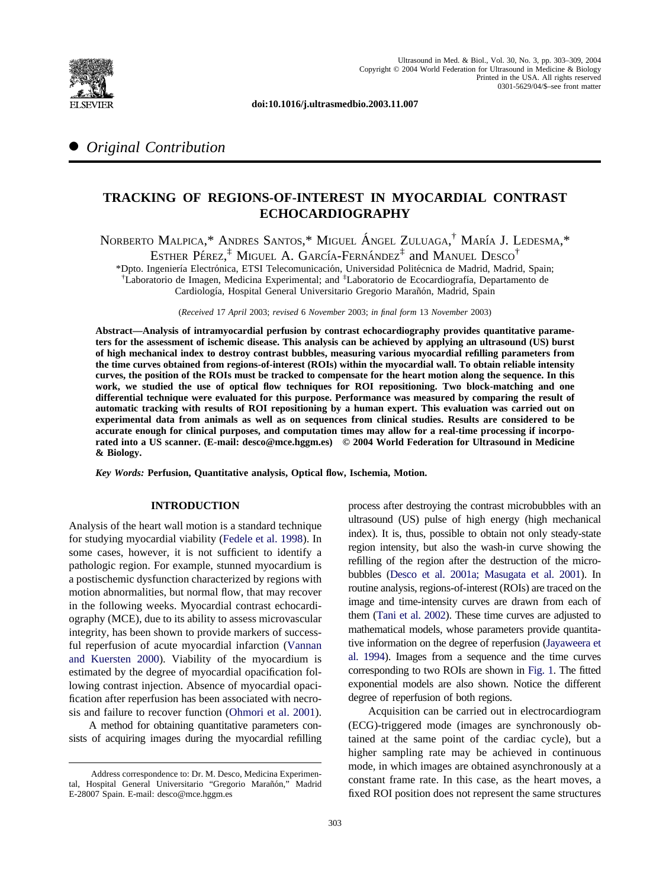doi:10.1016/j.ultrasmedbio.2003.11.007

## ● *Original Contribution*

# TRACKING OF REGIONS-OF-INTEREST IN MYOCARDIAL CONTRAST ECHOCARDIOGRAPHY

Norberto Malpica,* Andrés Santos,* Miguel Ángel Zuluaga,† María J. Ledesma,* Esther Pérez,‡ Miguel A. García-Fernández‡ and Manuel Desco†

*Dpto. Ingeniería Electrónica, ETSI Telecomunicación, Universidad Politécnica de Madrid, Madrid, Spain; †Laboratorio de Imagen, Medicina Experimental; and ‡Laboratorio de Ecocardiografía, Departamento de Cardiología, Hospital General Universitario Gregorio Marañón, Madrid, Spain

(*Received* 17 *April* 2003; *revised* 6 *November* 2003; *in final form* 13 *November* 2003)

**Abstract—Analysis of intramyocardial perfusion by contrast echocardiography provides quantitative parameters for the assessment of ischemic disease. This analysis can be achieved by applying an ultrasound (US) burst of high mechanical index to destroy contrast bubbles, measuring various myocardial refilling parameters from the time curves obtained from regions-of-interest (ROIs) within the myocardial wall. To obtain reliable intensity curves, the position of the ROIs must be tracked to compensate for the heart motion along the sequence. In this work, we studied the use of optical flow techniques for ROI repositioning. Two block-matching and one differential technique were evaluated for this purpose. Performance was measured by comparing the result of automatic tracking with results of ROI repositioning by a human expert. This evaluation was carried out on experimental data from animals as well as on sequences from clinical studies. Results are considered to be accurate enough for clinical purposes, and computation times may allow for a real-time processing if incorporated into a US scanner. (E-mail: desco@mce.hggm.es) © 2004 World Federation for Ultrasound in Medicine & Biology.**

*Key Words:* **Perfusion, Quantitative analysis, Optical flow, Ischemia, Motion.**

## INTRODUCTION

Analysis of the heart wall motion is a standard technique for studying myocardial viability (Fedele et al. 1998). In some cases, however, it is not sufficient to identify a pathologic region. For example, stunned myocardium is a postischemic dysfunction characterized by regions with motion abnormalities, but normal flow, that may recover in the following weeks. Myocardial contrast echocardiography (MCE), due to its ability to assess microvascular integrity, has been shown to provide markers of successful reperfusion of acute myocardial infarction (Vannan and Kuersten 2000). Viability of the myocardium is estimated by the degree of myocardial opacification following contrast injection. Absence of myocardial opacification after reperfusion has been associated with necrosis and failure to recover function (Ohmori et al. 2001).

A method for obtaining quantitative parameters consists of acquiring images during the myocardial refilling process after destroying the contrast microbubbles with an ultrasound (US) pulse of high energy (high mechanical index). It is, thus, possible to obtain not only steady-state region intensity, but also the wash-in curve showing the refilling of the region after the destruction of the microbubbles (Desco et al. 2001a; Masugata et al. 2001). In routine analysis, regions-of-interest (ROIs) are traced on the image and time-intensity curves are drawn from each of them (Tani et al. 2002). These time curves are adjusted to mathematical models, whose parameters provide quantitative information on the degree of reperfusion (Jayaweera et al. 1994). Images from a sequence and the time curves corresponding to two ROIs are shown in Fig. 1. The fitted exponential models are also shown. Notice the different degree of reperfusion of both regions.

Acquisition can be carried out in electrocardiogram (ECG)-triggered mode (images are synchronously obtained at the same point of the cardiac cycle), but a higher sampling rate may be achieved in continuous mode, in which images are obtained asynchronously at a constant frame rate. In this case, as the heart moves, a fixed ROI position does not represent the same structures

Address correspondence to: Dr. M. Desco, Medicina Experimental, Hospital General Universitario "Gregorio Marañón," Madrid E-28007 Spain. E-mail: desco@mce.hggm.es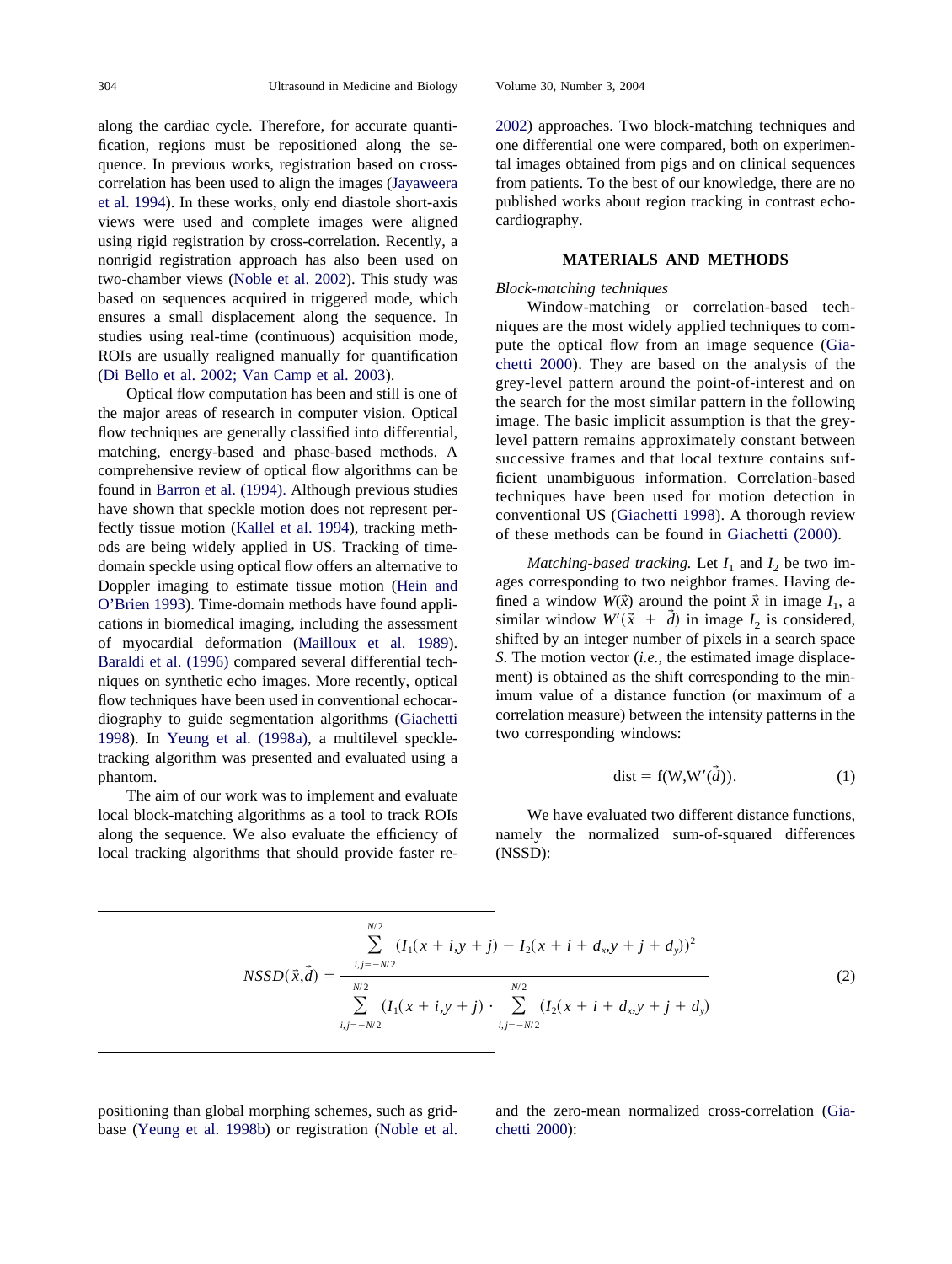along the cardiac cycle. Therefore, for accurate quantification, regions must be repositioned along the sequence. In previous works, registration based on cross-correlation has been used to align the images (Jayaweera et al. 1994). In these works, only end diastole short-axis views were used and complete images were aligned using rigid registration by cross-correlation. Recently, a nonrigid registration approach has also been used on two-chamber views (Noble et al. 2002). This study was based on sequences acquired in triggered mode, which ensures a small displacement along the sequence. In studies using real-time (continuous) acquisition mode, ROIs are usually realigned manually for quantification (Di Bello et al. 2002; Van Camp et al. 2003).

Optical flow computation has been and still is one of the major areas of research in computer vision. Optical flow techniques are generally classified into differential, matching, energy-based and phase-based methods. A comprehensive review of optical flow algorithms can be found in Barron et al. (1994). Although previous studies have shown that speckle motion does not represent perfectly tissue motion (Kallel et al. 1994), tracking methods are being widely applied in US. Tracking of time-domain speckle using optical flow offers an alternative to Doppler imaging to estimate tissue motion (Hein and O'Brien 1993). Time-domain methods have found applications in biomedical imaging, including the assessment of myocardial deformation (Mailloux et al. 1989). Baraldi et al. (1996) compared several differential techniques on synthetic echo images. More recently, optical flow techniques have been used in conventional echocardiography to guide segmentation algorithms (Giachetti 1998). In Yeung et al. (1998a), a multilevel speckle-tracking algorithm was presented and evaluated using a phantom.

The aim of our work was to implement and evaluate local block-matching algorithms as a tool to track ROIs along the sequence. We also evaluate the efficiency of local tracking algorithms that should provide faster repositioning than global morphing schemes, such as grid-base (Yeung et al. 1998b) or registration (Noble et al. 2002) approaches. Two block-matching techniques and one differential one were compared, both on experimental images obtained from pigs and on clinical sequences from patients. To the best of our knowledge, there are no published works about region tracking in contrast echocardiography.

## MATERIALS AND METHODS

### *Block-matching techniques*

Window-matching or correlation-based techniques are the most widely applied techniques to compute the optical flow from an image sequence (Giachetti 2000). They are based on the analysis of the grey-level pattern around the point-of-interest and on the search for the most similar pattern in the following image. The basic implicit assumption is that the grey-level pattern remains approximately constant between successive frames and that local texture contains sufficient unambiguous information. Correlation-based techniques have been used for motion detection in conventional US (Giachetti 1998). A thorough review of these methods can be found in Giachetti (2000).

*Matching-based tracking.* Let $I_1$ and $I_2$ be two images corresponding to two neighbor frames. Having defined a window $W(\vec{x})$ around the point $\vec{x}$ in image $I_1$, a similar window $W'(\vec{x} + \vec{d})$ in image $I_2$ is considered, shifted by an integer number of pixels in a search space $S$. The motion vector (*i.e.,* the estimated image displacement) is obtained as the shift corresponding to the minimum value of a distance function (or maximum of a correlation measure) between the intensity patterns in the two corresponding windows:

$$\text{dist} = f(W, W'(\vec{d})). \tag{1}$$

We have evaluated two different distance functions, namely the normalized sum-of-squared differences (NSSD):

$$NSSD(\vec{x},\vec{d}) = \frac{\sum_{i,j=-N/2}^{N/2} (I_1(x+i,y+j) - I_2(x+i+d_x,y+j+d_y))^2}{\sum_{i,j=-N/2}^{N/2} (I_1(x+i,y+j) \cdot \sum_{i,j=-N/2}^{N/2} (I_2(x+i+d_x,y+j+d_y)} \tag{2}$$

and the zero-mean normalized cross-correlation (Giachetti 2000):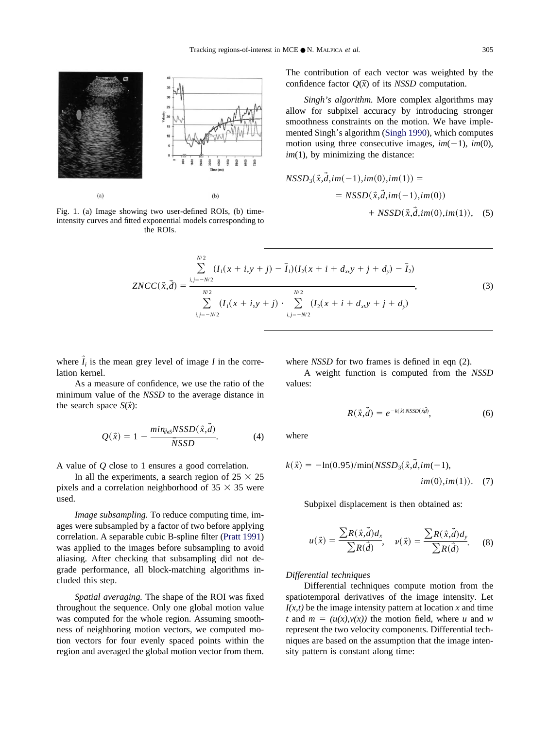Fig. 1. (a) Image showing two user-defined ROIs, (b) time-intensity curves and fitted exponential models corresponding to the ROIs.

The contribution of each vector was weighted by the confidence factor $Q(\vec{x})$ of its *NSSD* computation.

*Singh's algorithm.* More complex algorithms may allow for subpixel accuracy by introducing stronger smoothness constraints on the motion. We have implemented Singh's algorithm (Singh 1990), which computes motion using three consecutive images, $im(-1)$, $im(0)$, $im(1)$, by minimizing the distance:

$$NSSD_3(\vec{x},\vec{d},im(-1),im(0),im(1)) = NSSD(\vec{x},\vec{d},im(-1),im(0)) + NSSD(\vec{x},\vec{d},im(0),im(1)), \quad (5)$$

$$ZNCC(\vec{x},\vec{d}) = \frac{\sum_{i,j=-N/2}^{N/2} (I_1(x+i,y+j) - \bar{I}_1)(I_2(x+i+d_x,y+j+d_y) - \bar{I}_2)}{\sum_{i,j=-N/2}^{N/2} (I_1(x+i,y+j) \cdot \sum_{i,j=-N/2}^{N/2} (I_2(x+i+d_x,y+j+d_y)}, \quad (3)$$

where $\vec{\bar{I}}_i$ is the mean grey level of image $I$ in the correlation kernel.

As a measure of confidence, we use the ratio of the minimum value of the *NSSD* to the average distance in the search space $S(\vec{x})$:

$$Q(\vec{x}) = 1 - \frac{min_{\vec{d}\in S} NSSD(\vec{x},\vec{d})}{\bar{N}SSD}. \quad (4)$$

A value of $Q$ close to 1 ensures a good correlation.

In all the experiments, a search region of 25 × 25 pixels and a correlation neighborhood of 35 × 35 were used.

*Image subsampling.* To reduce computing time, images were subsampled by a factor of two before applying correlation. A separable cubic B-spline filter (Pratt 1991) was applied to the images before subsampling to avoid aliasing. After checking that subsampling did not degrade performance, all block-matching algorithms included this step.

*Spatial averaging.* The shape of the ROI was fixed throughout the sequence. Only one global motion value was computed for the whole region. Assuming smoothness of neighboring motion vectors, we computed motion vectors for four evenly spaced points within the region and averaged the global motion vector from them.

where *NSSD* for two frames is defined in eqn (2).

A weight function is computed from the *NSSD* values:

$$R(\vec{x},\vec{d}) = e^{-k(\vec{x})\,NSSD(\vec{x},\vec{d})}, \quad (6)$$

where

$$k(\vec{x}) = -\ln(0.95)/\min(NSSD_3(\vec{x},\vec{d},im(-1),im(0),im(1)). \quad (7)$$

Subpixel displacement is then obtained as:

$$u(\vec{x}) = \frac{\sum R(\vec{x},\vec{d})d_x}{\sum R(\vec{d})}, \quad v(\vec{x}) = \frac{\sum R(\vec{x},\vec{d})d_y}{\sum R(\vec{d})}. \quad (8)$$

### *Differential techniques*

Differential techniques compute motion from the spatiotemporal derivatives of the image intensity. Let $I(x,t)$ be the image intensity pattern at location $x$ and time $t$ and $m = (u(x),v(x))$ the motion field, where $u$ and $w$ represent the two velocity components. Differential techniques are based on the assumption that the image intensity pattern is constant along time: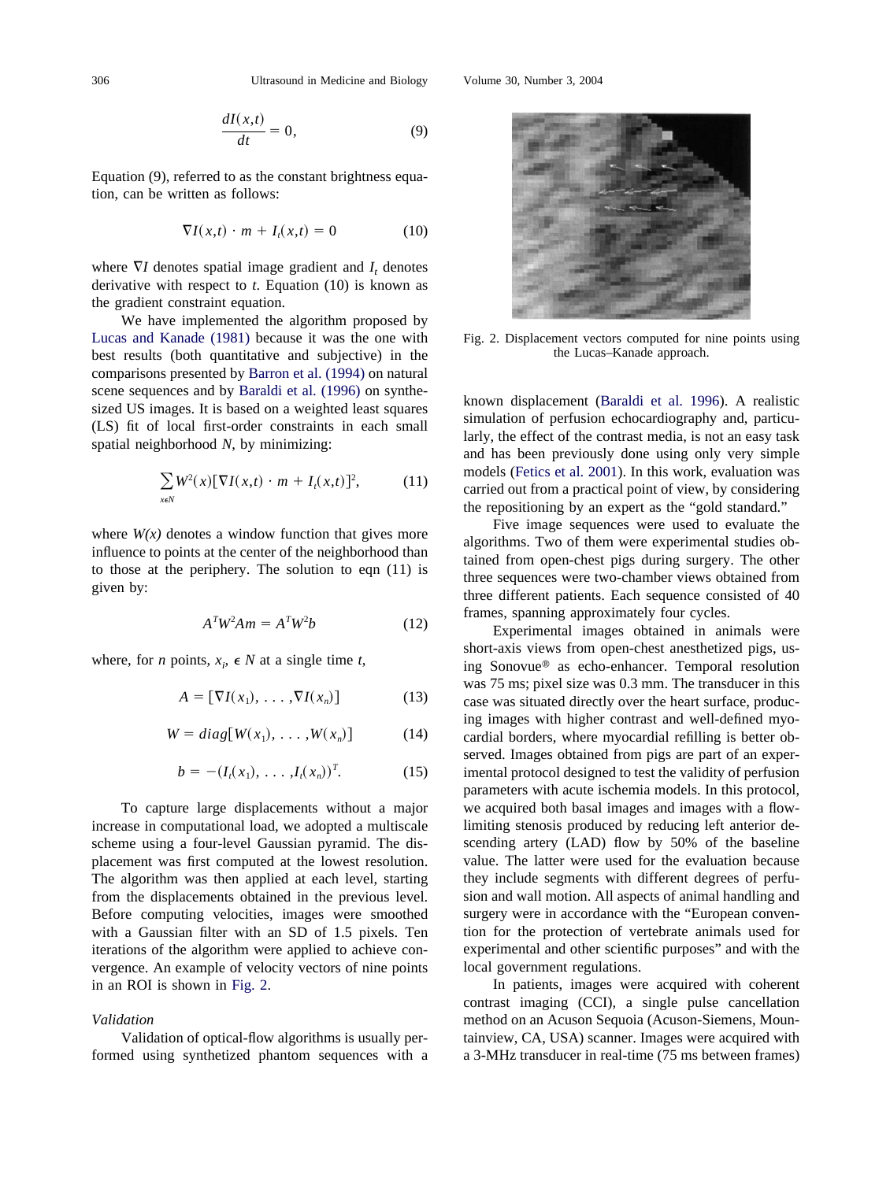$$\frac{dI(x,t)}{dt} = 0, \tag{9}$$

Equation (9), referred to as the constant brightness equation, can be written as follows:

$$\nabla I(x,t) \cdot m + I_t(x,t) = 0 \tag{10}$$

where $\nabla I$ denotes spatial image gradient and $I_t$ denotes derivative with respect to $t$. Equation (10) is known as the gradient constraint equation.

We have implemented the algorithm proposed by Lucas and Kanade (1981) because it was the one with best results (both quantitative and subjective) in the comparisons presented by Barron et al. (1994) on natural scene sequences and by Baraldi et al. (1996) on synthesized US images. It is based on a weighted least squares (LS) fit of local first-order constraints in each small spatial neighborhood $N$, by minimizing:

$$\sum_{x \in N} W^2(x)[\nabla I(x,t) \cdot m + I_t(x,t)]^2, \tag{11}$$

where $W(x)$ denotes a window function that gives more influence to points at the center of the neighborhood than to those at the periphery. The solution to eqn (11) is given by:

$$A^T W^2 A m = A^T W^2 b \tag{12}$$

where, for $n$ points, $x_i \in N$ at a single time $t$,

$$A = [\nabla I(x_1), \ldots, \nabla I(x_n)] \tag{13}$$

$$W = diag[W(x_1), \ldots, W(x_n)] \tag{14}$$

$$b = -(I_t(x_1), \ldots, I_t(x_n))^T. \tag{15}$$

To capture large displacements without a major increase in computational load, we adopted a multiscale scheme using a four-level Gaussian pyramid. The displacement was first computed at the lowest resolution. The algorithm was then applied at each level, starting from the displacements obtained in the previous level. Before computing velocities, images were smoothed with a Gaussian filter with an SD of 1.5 pixels. Ten iterations of the algorithm were applied to achieve convergence. An example of velocity vectors of nine points in an ROI is shown in Fig. 2.

Fig. 2. Displacement vectors computed for nine points using the Lucas–Kanade approach.

*Validation*

Validation of optical-flow algorithms is usually performed using synthetized phantom sequences with a known displacement (Baraldi et al. 1996). A realistic simulation of perfusion echocardiography and, particularly, the effect of the contrast media, is not an easy task and has been previously done using only very simple models (Fetics et al. 2001). In this work, evaluation was carried out from a practical point of view, by considering the repositioning by an expert as the "gold standard."

Five image sequences were used to evaluate the algorithms. Two of them were experimental studies obtained from open-chest pigs during surgery. The other three sequences were two-chamber views obtained from three different patients. Each sequence consisted of 40 frames, spanning approximately four cycles.

Experimental images obtained in animals were short-axis views from open-chest anesthetized pigs, using Sonovue® as echo-enhancer. Temporal resolution was 75 ms; pixel size was 0.3 mm. The transducer in this case was situated directly over the heart surface, producing images with higher contrast and well-defined myocardial borders, where myocardial refilling is better observed. Images obtained from pigs are part of an experimental protocol designed to test the validity of perfusion parameters with acute ischemia models. In this protocol, we acquired both basal images and images with a flow-limiting stenosis produced by reducing left anterior descending artery (LAD) flow by 50% of the baseline value. The latter were used for the evaluation because they include segments with different degrees of perfusion and wall motion. All aspects of animal handling and surgery were in accordance with the "European convention for the protection of vertebrate animals used for experimental and other scientific purposes" and with the local government regulations.

In patients, images were acquired with coherent contrast imaging (CCI), a single pulse cancellation method on an Acuson Sequoia (Acuson-Siemens, Mountainview, CA, USA) scanner. Images were acquired with a 3-MHz transducer in real-time (75 ms between frames)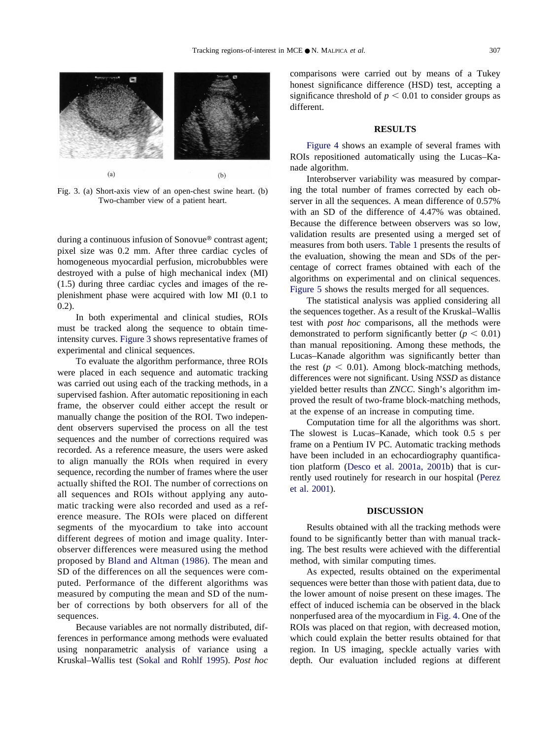Fig. 3. (a) Short-axis view of an open-chest swine heart. (b) Two-chamber view of a patient heart.

during a continuous infusion of Sonovue® contrast agent; pixel size was 0.2 mm. After three cardiac cycles of homogeneous myocardial perfusion, microbubbles were destroyed with a pulse of high mechanical index (MI) (1.5) during three cardiac cycles and images of the replenishment phase were acquired with low MI (0.1 to 0.2).

In both experimental and clinical studies, ROIs must be tracked along the sequence to obtain time-intensity curves. Figure 3 shows representative frames of experimental and clinical sequences.

To evaluate the algorithm performance, three ROIs were placed in each sequence and automatic tracking was carried out using each of the tracking methods, in a supervised fashion. After automatic repositioning in each frame, the observer could either accept the result or manually change the position of the ROI. Two independent observers supervised the process on all the test sequences and the number of corrections required was recorded. As a reference measure, the users were asked to align manually the ROIs when required in every sequence, recording the number of frames where the user actually shifted the ROI. The number of corrections on all sequences and ROIs without applying any automatic tracking were also recorded and used as a reference measure. The ROIs were placed on different segments of the myocardium to take into account different degrees of motion and image quality. Interobserver differences were measured using the method proposed by Bland and Altman (1986). The mean and SD of the differences on all the sequences were computed. Performance of the different algorithms was measured by computing the mean and SD of the number of corrections by both observers for all of the sequences.

Because variables are not normally distributed, differences in performance among methods were evaluated using nonparametric analysis of variance using a Kruskal–Wallis test (Sokal and Rohlf 1995). *Post hoc* comparisons were carried out by means of a Tukey honest significance difference (HSD) test, accepting a significance threshold of $p < 0.01$ to consider groups as different.

## RESULTS

Figure 4 shows an example of several frames with ROIs repositioned automatically using the Lucas–Kanade algorithm.

Interobserver variability was measured by comparing the total number of frames corrected by each observer in all the sequences. A mean difference of 0.57% with an SD of the difference of 4.47% was obtained. Because the difference between observers was so low, validation results are presented using a merged set of measures from both users. Table 1 presents the results of the evaluation, showing the mean and SDs of the percentage of correct frames obtained with each of the algorithms on experimental and on clinical sequences. Figure 5 shows the results merged for all sequences.

The statistical analysis was applied considering all the sequences together. As a result of the Kruskal–Wallis test with *post hoc* comparisons, all the methods were demonstrated to perform significantly better ($p < 0.01$) than manual repositioning. Among these methods, the Lucas–Kanade algorithm was significantly better than the rest ($p < 0.01$). Among block-matching methods, differences were not significant. Using *NSSD* as distance yielded better results than *ZNCC*. Singh's algorithm improved the result of two-frame block-matching methods, at the expense of an increase in computing time.

Computation time for all the algorithms was short. The slowest is Lucas–Kanade, which took 0.5 s per frame on a Pentium IV PC. Automatic tracking methods have been included in an echocardiography quantification platform (Desco et al. 2001a, 2001b) that is currently used routinely for research in our hospital (Perez et al. 2001).

## DISCUSSION

Results obtained with all the tracking methods were found to be significantly better than with manual tracking. The best results were achieved with the differential method, with similar computing times.

As expected, results obtained on the experimental sequences were better than those with patient data, due to the lower amount of noise present on these images. The effect of induced ischemia can be observed in the black nonperfused area of the myocardium in Fig. 4. One of the ROIs was placed on that region, with decreased motion, which could explain the better results obtained for that region. In US imaging, speckle actually varies with depth. Our evaluation included regions at different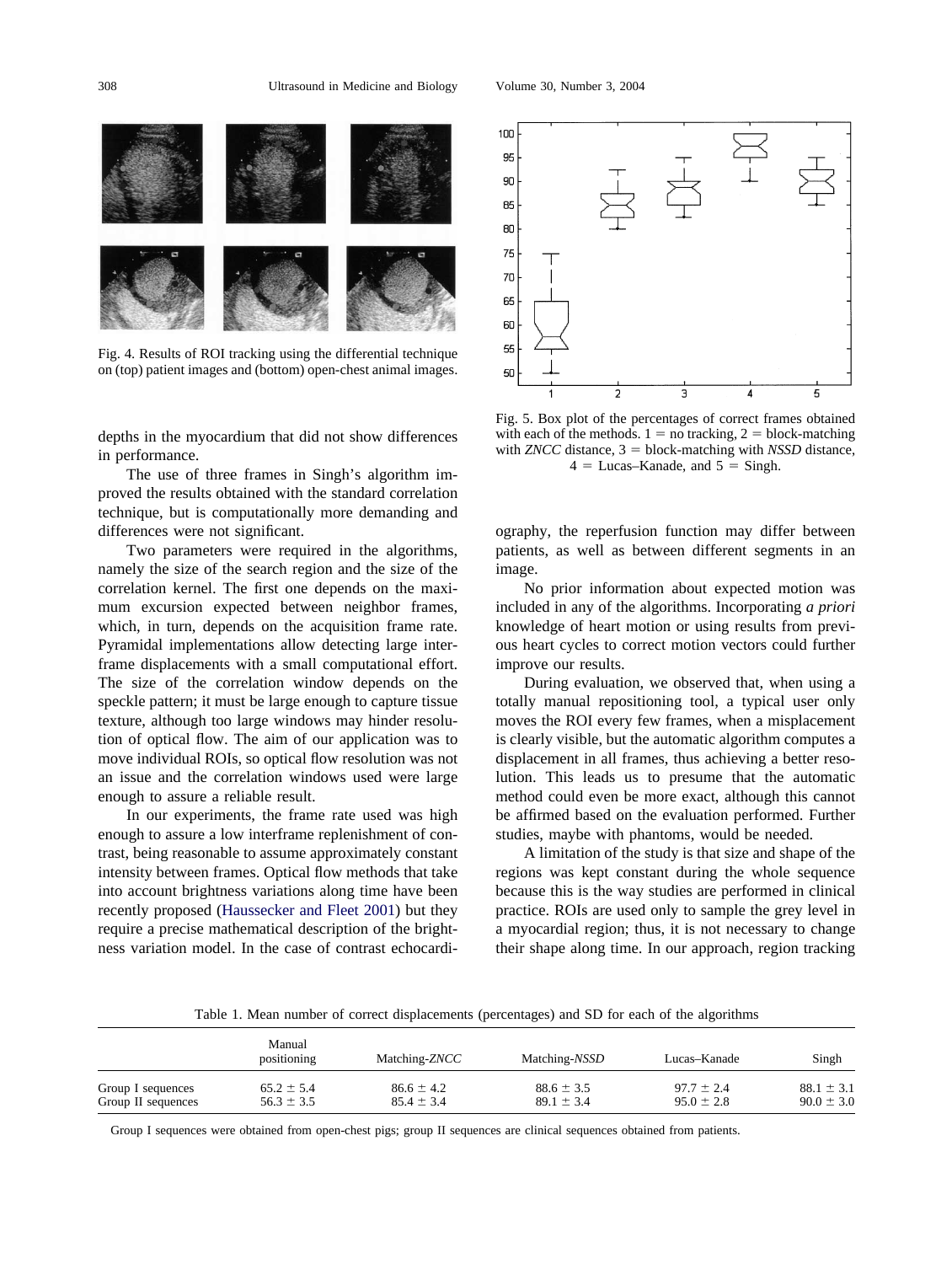Fig. 4. Results of ROI tracking using the differential technique on (top) patient images and (bottom) open-chest animal images.

depths in the myocardium that did not show differences in performance.

The use of three frames in Singh's algorithm improved the results obtained with the standard correlation technique, but is computationally more demanding and differences were not significant.

Two parameters were required in the algorithms, namely the size of the search region and the size of the correlation kernel. The first one depends on the maximum excursion expected between neighbor frames, which, in turn, depends on the acquisition frame rate. Pyramidal implementations allow detecting large interframe displacements with a small computational effort. The size of the correlation window depends on the speckle pattern; it must be large enough to capture tissue texture, although too large windows may hinder resolution of optical flow. The aim of our application was to move individual ROIs, so optical flow resolution was not an issue and the correlation windows used were large enough to assure a reliable result.

In our experiments, the frame rate used was high enough to assure a low interframe replenishment of contrast, being reasonable to assume approximately constant intensity between frames. Optical flow methods that take into account brightness variations along time have been recently proposed (Haussecker and Fleet 2001) but they require a precise mathematical description of the brightness variation model. In the case of contrast echocardiography, the reperfusion function may differ between patients, as well as between different segments in an image.

No prior information about expected motion was included in any of the algorithms. Incorporating *a priori* knowledge of heart motion or using results from previous heart cycles to correct motion vectors could further improve our results.

During evaluation, we observed that, when using a totally manual repositioning tool, a typical user only moves the ROI every few frames, when a misplacement is clearly visible, but the automatic algorithm computes a displacement in all frames, thus achieving a better resolution. This leads us to presume that the automatic method could even be more exact, although this cannot be affirmed based on the evaluation performed. Further studies, maybe with phantoms, would be needed.

A limitation of the study is that size and shape of the regions was kept constant during the whole sequence because this is the way studies are performed in clinical practice. ROIs are used only to sample the grey level in a myocardial region; thus, it is not necessary to change their shape along time. In our approach, region tracking

100
95
90
85
80
75
70
65
60
55
50
1 2 3 4 5

Fig. 5. Box plot of the percentages of correct frames obtained with each of the methods. 1 = no tracking, 2 = block-matching with *ZNCC* distance, 3 = block-matching with *NSSD* distance, 4 = Lucas–Kanade, and 5 = Singh.

Table 1. Mean number of correct displacements (percentages) and SD for each of the algorithms

| | Manual positioning | Matching-*ZNCC* | Matching-*NSSD* | Lucas–Kanade | Singh |
|---|---|---|---|---|---|
| Group I sequences | $65.2 \pm 5.4$ | $86.6 \pm 4.2$ | $88.6 \pm 3.5$ | $97.7 \pm 2.4$ | $88.1 \pm 3.1$ |
| Group II sequences | $56.3 \pm 3.5$ | $85.4 \pm 3.4$ | $89.1 \pm 3.4$ | $95.0 \pm 2.8$ | $90.0 \pm 3.0$ |

Group I sequences were obtained from open-chest pigs; group II sequences are clinical sequences obtained from patients.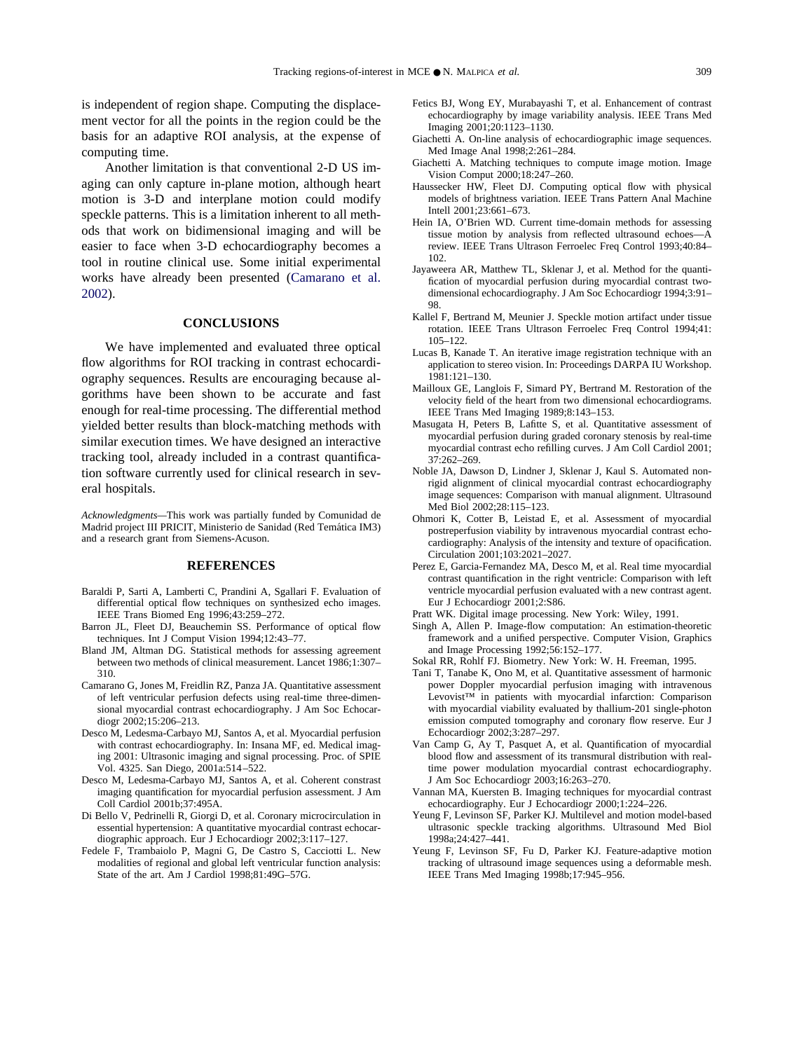is independent of region shape. Computing the displacement vector for all the points in the region could be the basis for an adaptive ROI analysis, at the expense of computing time.

Another limitation is that conventional 2-D US imaging can only capture in-plane motion, although heart motion is 3-D and interplane motion could modify speckle patterns. This is a limitation inherent to all methods that work on bidimensional imaging and will be easier to face when 3-D echocardiography becomes a tool in routine clinical use. Some initial experimental works have already been presented (Camarano et al. 2002).

## CONCLUSIONS

We have implemented and evaluated three optical flow algorithms for ROI tracking in contrast echocardiography sequences. Results are encouraging because algorithms have been shown to be accurate and fast enough for real-time processing. The differential method yielded better results than block-matching methods with similar execution times. We have designed an interactive tracking tool, already included in a contrast quantification software currently used for clinical research in several hospitals.

*Acknowledgments*—This work was partially funded by Comunidad de Madrid project III PRICIT, Ministerio de Sanidad (Red Temática IM3) and a research grant from Siemens-Acuson.

## REFERENCES

Baraldi P, Sarti A, Lamberti C, Prandini A, Sgallari F. Evaluation of differential optical flow techniques on synthesized echo images. IEEE Trans Biomed Eng 1996;43:259–272.

Barron JL, Fleet DJ, Beauchemin SS. Performance of optical flow techniques. Int J Comput Vision 1994;12:43–77.

Bland JM, Altman DG. Statistical methods for assessing agreement between two methods of clinical measurement. Lancet 1986;1:307–310.

Camarano G, Jones M, Freidlin RZ, Panza JA. Quantitative assessment of left ventricular perfusion defects using real-time three-dimensional myocardial contrast echocardiography. J Am Soc Echocardiogr 2002;15:206–213.

Desco M, Ledesma-Carbayo MJ, Santos A, et al. Myocardial perfusion with contrast echocardiography. In: Insana MF, ed. Medical imaging 2001: Ultrasonic imaging and signal processing. Proc. of SPIE Vol. 4325. San Diego, 2001a:514–522.

Desco M, Ledesma-Carbayo MJ, Santos A, et al. Coherent constrast imaging quantification for myocardial perfusion assessment. J Am Coll Cardiol 2001b;37:495A.

Di Bello V, Pedrinelli R, Giorgi D, et al. Coronary microcirculation in essential hypertension: A quantitative myocardial contrast echocardiographic approach. Eur J Echocardiogr 2002;3:117–127.

Fedele F, Trambaiolo P, Magni G, De Castro S, Cacciotti L. New modalities of regional and global left ventricular function analysis: State of the art. Am J Cardiol 1998;81:49G–57G.

Fetics BJ, Wong EY, Murabayashi T, et al. Enhancement of contrast echocardiography by image variability analysis. IEEE Trans Med Imaging 2001;20:1123–1130.

Giachetti A. On-line analysis of echocardiographic image sequences. Med Image Anal 1998;2:261–284.

Giachetti A. Matching techniques to compute image motion. Image Vision Comput 2000;18:247–260.

Haussecker HW, Fleet DJ. Computing optical flow with physical models of brightness variation. IEEE Trans Pattern Anal Machine Intell 2001;23:661–673.

Hein IA, O'Brien WD. Current time-domain methods for assessing tissue motion by analysis from reflected ultrasound echoes—A review. IEEE Trans Ultrason Ferroelec Freq Control 1993;40:84–102.

Jayaweera AR, Matthew TL, Sklenar J, et al. Method for the quantification of myocardial perfusion during myocardial contrast two-dimensional echocardiography. J Am Soc Echocardiogr 1994;3:91–98.

Kallel F, Bertrand M, Meunier J. Speckle motion artifact under tissue rotation. IEEE Trans Ultrason Ferroelec Freq Control 1994;41: 105–122.

Lucas B, Kanade T. An iterative image registration technique with an application to stereo vision. In: Proceedings DARPA IU Workshop. 1981:121–130.

Mailloux GE, Langlois F, Simard PY, Bertrand M. Restoration of the velocity field of the heart from two dimensional echocardiograms. IEEE Trans Med Imaging 1989;8:143–153.

Masugata H, Peters B, Lafitte S, et al. Quantitative assessment of myocardial perfusion during graded coronary stenosis by real-time myocardial contrast echo refilling curves. J Am Coll Cardiol 2001; 37:262–269.

Noble JA, Dawson D, Lindner J, Sklenar J, Kaul S. Automated nonrigid alignment of clinical myocardial contrast echocardiography image sequences: Comparison with manual alignment. Ultrasound Med Biol 2002;28:115–123.

Ohmori K, Cotter B, Leistad E, et al. Assessment of myocardial postreperfusion viability by intravenous myocardial contrast echocardiography: Analysis of the intensity and texture of opacification. Circulation 2001;103:2021–2027.

Perez E, Garcia-Fernandez MA, Desco M, et al. Real time myocardial contrast quantification in the right ventricle: Comparison with left ventricle myocardial perfusion evaluated with a new contrast agent. Eur J Echocardiogr 2001;2:S86.

Pratt WK. Digital image processing. New York: Wiley, 1991.

Singh A, Allen P. Image-flow computation: An estimation-theoretic framework and a unified perspective. Computer Vision, Graphics and Image Processing 1992;56:152–177.

Sokal RR, Rohlf FJ. Biometry. New York: W. H. Freeman, 1995.

Tani T, Tanabe K, Ono M, et al. Quantitative assessment of harmonic power Doppler myocardial perfusion imaging with intravenous Levovist™ in patients with myocardial infarction: Comparison with myocardial viability evaluated by thallium-201 single-photon emission computed tomography and coronary flow reserve. Eur J Echocardiogr 2002;3:287–297.

Van Camp G, Ay T, Pasquet A, et al. Quantification of myocardial blood flow and assessment of its transmural distribution with real-time power modulation myocardial contrast echocardiography. J Am Soc Echocardiogr 2003;16:263–270.

Vannan MA, Kuersten B. Imaging techniques for myocardial contrast echocardiography. Eur J Echocardiogr 2000;1:224–226.

Yeung F, Levinson SF, Parker KJ. Multilevel and motion model-based ultrasonic speckle tracking algorithms. Ultrasound Med Biol 1998a;24:427–441.

Yeung F, Levinson SF, Fu D, Parker KJ. Feature-adaptive motion tracking of ultrasound image sequences using a deformable mesh. IEEE Trans Med Imaging 1998b;17:945–956.